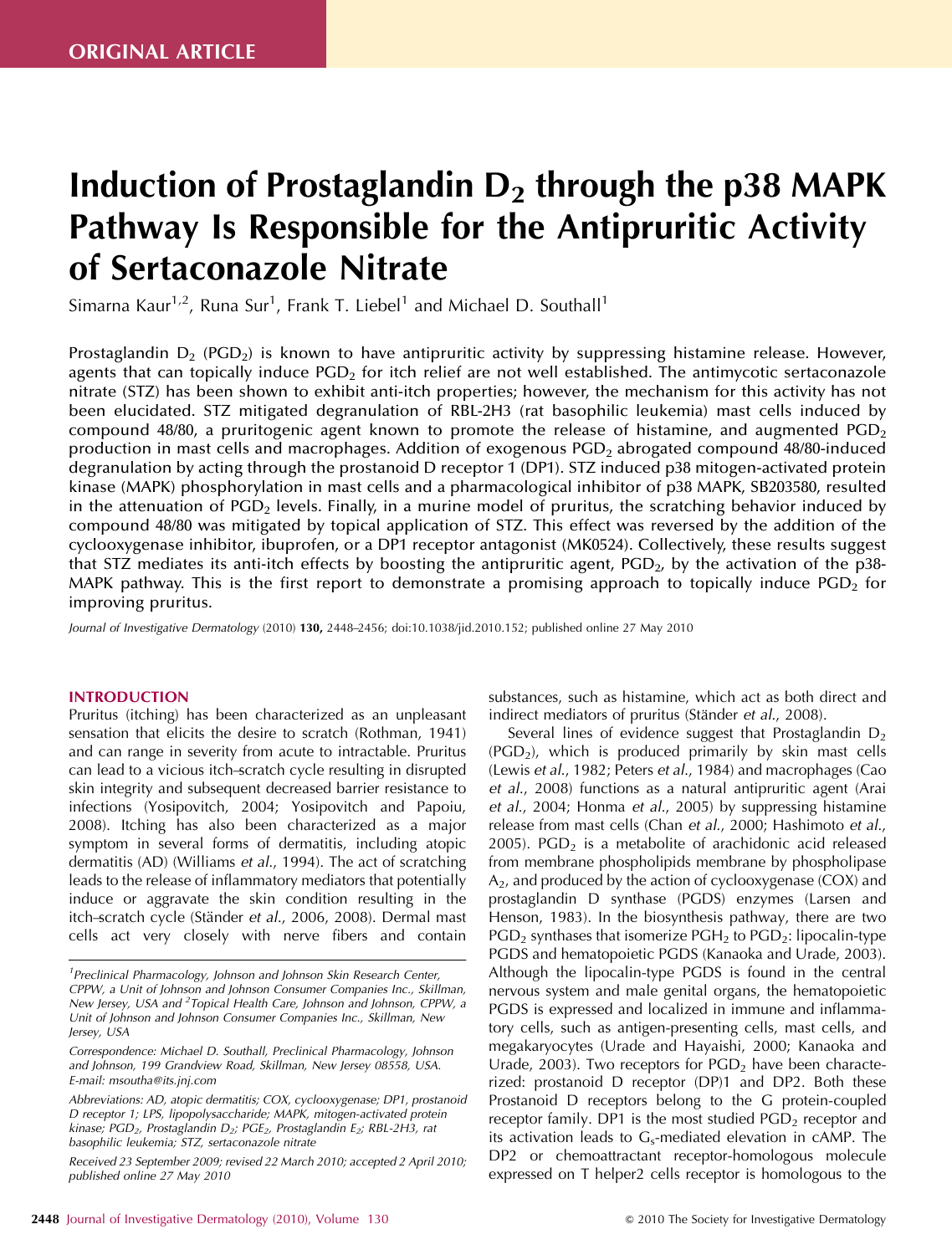ORIGINAL ARTICLE

# Induction of Prostaglandin $D_2$ through the p38 MAPK Pathway Is Responsible for the Antipruritic Activity of Sertaconazole Nitrate

Simarna Kaur[1,2], Runa Sur[1], Frank T. Liebel[1] and Michael D. Southall[1]

Prostaglandin $D_2$ ($PGD_2$) is known to have antipruritic activity by suppressing histamine release. However, agents that can topically induce $PGD_2$ for itch relief are not well established. The antimycotic sertaconazole nitrate (STZ) has been shown to exhibit anti-itch properties; however, the mechanism for this activity has not been elucidated. STZ mitigated degranulation of RBL-2H3 (rat basophilic leukemia) mast cells induced by compound 48/80, a pruritogenic agent known to promote the release of histamine, and augmented $PGD_2$ production in mast cells and macrophages. Addition of exogenous $PGD_2$ abrogated compound 48/80-induced degranulation by acting through the prostanoid D receptor 1 (DP1). STZ induced p38 mitogen-activated protein kinase (MAPK) phosphorylation in mast cells and a pharmacological inhibitor of p38 MAPK, SB203580, resulted in the attenuation of $PGD_2$ levels. Finally, in a murine model of pruritus, the scratching behavior induced by compound 48/80 was mitigated by topical application of STZ. This effect was reversed by the addition of the cyclooxygenase inhibitor, ibuprofen, or a DP1 receptor antagonist (MK0524). Collectively, these results suggest that STZ mediates its anti-itch effects by boosting the antipruritic agent, $PGD_2$, by the activation of the p38-MAPK pathway. This is the first report to demonstrate a promising approach to topically induce $PGD_2$ for improving pruritus.

*Journal of Investigative Dermatology* (2010) **130,** 2448–2456; doi:10.1038/jid.2010.152; published online 27 May 2010

## INTRODUCTION

Pruritus (itching) has been characterized as an unpleasant sensation that elicits the desire to scratch (Rothman, 1941) and can range in severity from acute to intractable. Pruritus can lead to a vicious itch–scratch cycle resulting in disrupted skin integrity and subsequent decreased barrier resistance to infections (Yosipovitch, 2004; Yosipovitch and Papoiu, 2008). Itching has also been characterized as a major symptom in several forms of dermatitis, including atopic dermatitis (AD) (Williams *et al.*, 1994). The act of scratching leads to the release of inflammatory mediators that potentially induce or aggravate the skin condition resulting in the itch–scratch cycle (Ständer *et al.*, 2006, 2008). Dermal mast cells act very closely with nerve fibers and contain substances, such as histamine, which act as both direct and indirect mediators of pruritus (Ständer *et al.*, 2008).

Several lines of evidence suggest that Prostaglandin $D_2$ ($PGD_2$), which is produced primarily by skin mast cells (Lewis *et al.*, 1982; Peters *et al.*, 1984) and macrophages (Cao *et al.*, 2008) functions as a natural antipruritic agent (Arai *et al.*, 2004; Honma *et al.*, 2005) by suppressing histamine release from mast cells (Chan *et al.*, 2000; Hashimoto *et al.*, 2005). $PGD_2$ is a metabolite of arachidonic acid released from membrane phospholipids membrane by phospholipase $A_2$, and produced by the action of cyclooxygenase (COX) and prostaglandin D synthase (PGDS) enzymes (Larsen and Henson, 1983). In the biosynthesis pathway, there are two $PGD_2$ synthases that isomerize $PGH_2$ to $PGD_2$: lipocalin-type PGDS and hematopoietic PGDS (Kanaoka and Urade, 2003). Although the lipocalin-type PGDS is found in the central nervous system and male genital organs, the hematopoietic PGDS is expressed and localized in immune and inflammatory cells, such as antigen-presenting cells, mast cells, and megakaryocytes (Urade and Hayaishi, 2000; Kanaoka and Urade, 2003). Two receptors for $PGD_2$ have been characterized: prostanoid D receptor (DP)1 and DP2. Both these Prostanoid D receptors belong to the G protein-coupled receptor family. DP1 is the most studied $PGD_2$ receptor and its activation leads to $G_s$-mediated elevation in cAMP. The DP2 or chemoattractant receptor-homologous molecule expressed on T helper2 cells receptor is homologous to the

---

[1]Preclinical Pharmacology, Johnson and Johnson Skin Research Center, CPPW, a Unit of Johnson and Johnson Consumer Companies Inc., Skillman, New Jersey, USA and [2]Topical Health Care, Johnson and Johnson, CPPW, a Unit of Johnson and Johnson Consumer Companies Inc., Skillman, New Jersey, USA

Correspondence: Michael D. Southall, Preclinical Pharmacology, Johnson and Johnson, 199 Grandview Road, Skillman, New Jersey 08558, USA. E-mail: msoutha@its.jnj.com

Abbreviations: AD, atopic dermatitis; COX, cyclooxygenase; DP1, prostanoid D receptor 1; LPS, lipopolysaccharide; MAPK, mitogen-activated protein kinase; $PGD_2$, Prostaglandin $D_2$; $PGE_2$, Prostaglandin $E_2$; RBL-2H3, rat basophilic leukemia; STZ, sertaconazole nitrate

Received 23 September 2009; revised 22 March 2010; accepted 2 April 2010; published online 27 May 2010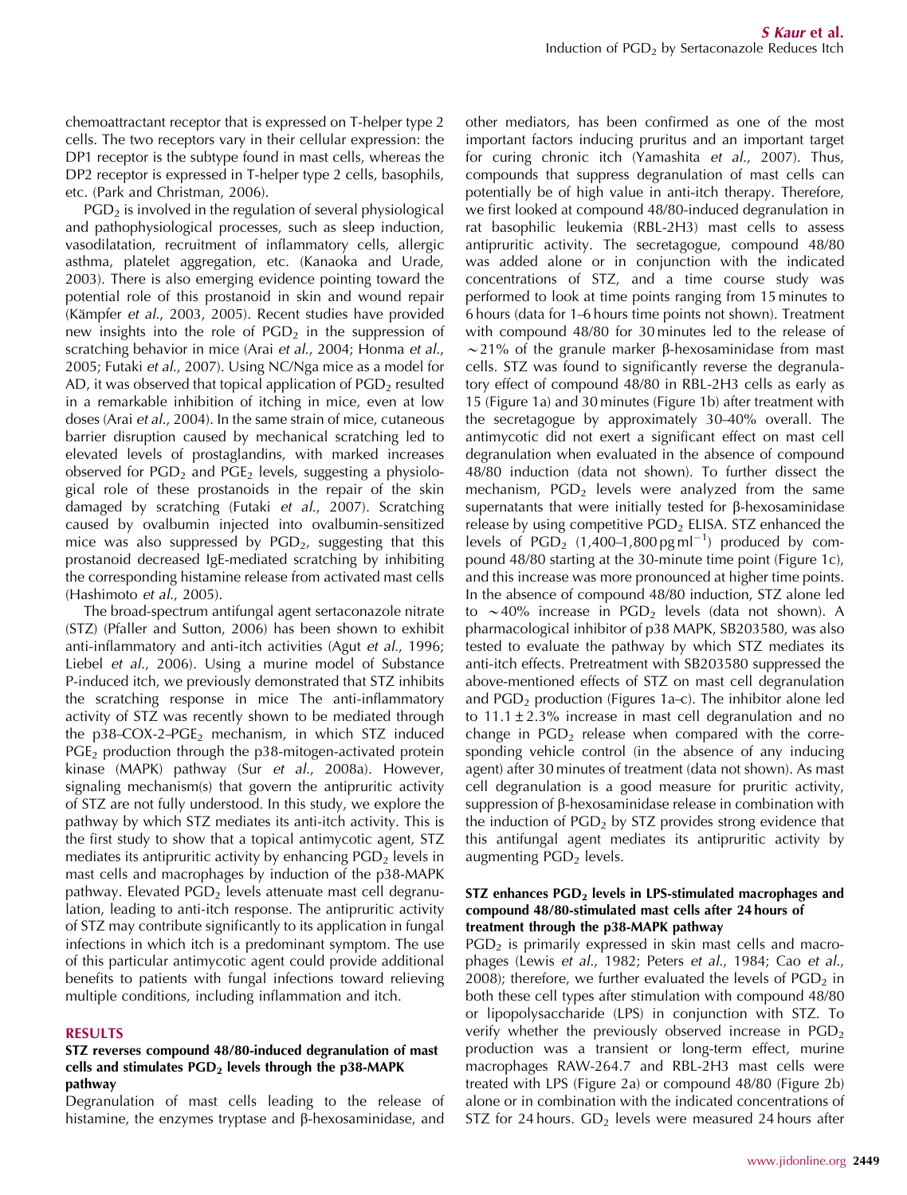chemoattractant receptor that is expressed on T-helper type 2 cells. The two receptors vary in their cellular expression: the DP1 receptor is the subtype found in mast cells, whereas the DP2 receptor is expressed in T-helper type 2 cells, basophils, etc. (Park and Christman, 2006).

$PGD_2$ is involved in the regulation of several physiological and pathophysiological processes, such as sleep induction, vasodilatation, recruitment of inflammatory cells, allergic asthma, platelet aggregation, etc. (Kanaoka and Urade, 2003). There is also emerging evidence pointing toward the potential role of this prostanoid in skin and wound repair (Kämpfer *et al.*, 2003, 2005). Recent studies have provided new insights into the role of $PGD_2$ in the suppression of scratching behavior in mice (Arai *et al.*, 2004; Honma *et al.*, 2005; Futaki *et al.*, 2007). Using NC/Nga mice as a model for AD, it was observed that topical application of $PGD_2$ resulted in a remarkable inhibition of itching in mice, even at low doses (Arai *et al.*, 2004). In the same strain of mice, cutaneous barrier disruption caused by mechanical scratching led to elevated levels of prostaglandins, with marked increases observed for $PGD_2$ and $PGE_2$ levels, suggesting a physiological role of these prostanoids in the repair of the skin damaged by scratching (Futaki *et al.*, 2007). Scratching caused by ovalbumin injected into ovalbumin-sensitized mice was also suppressed by $PGD_2$, suggesting that this prostanoid decreased IgE-mediated scratching by inhibiting the corresponding histamine release from activated mast cells (Hashimoto *et al.*, 2005).

The broad-spectrum antifungal agent sertaconazole nitrate (STZ) (Pfaller and Sutton, 2006) has been shown to exhibit anti-inflammatory and anti-itch activities (Agut *et al.*, 1996; Liebel *et al.*, 2006). Using a murine model of Substance P-induced itch, we previously demonstrated that STZ inhibits the scratching response in mice The anti-inflammatory activity of STZ was recently shown to be mediated through the p38–COX-2–$PGE_2$ mechanism, in which STZ induced $PGE_2$ production through the p38-mitogen-activated protein kinase (MAPK) pathway (Sur *et al.*, 2008a). However, signaling mechanism(s) that govern the antipruritic activity of STZ are not fully understood. In this study, we explore the pathway by which STZ mediates its anti-itch activity. This is the first study to show that a topical antimycotic agent, STZ mediates its antipruritic activity by enhancing $PGD_2$ levels in mast cells and macrophages by induction of the p38-MAPK pathway. Elevated $PGD_2$ levels attenuate mast cell degranulation, leading to anti-itch response. The antipruritic activity of STZ may contribute significantly to its application in fungal infections in which itch is a predominant symptom. The use of this particular antimycotic agent could provide additional benefits to patients with fungal infections toward relieving multiple conditions, including inflammation and itch.

## RESULTS

### STZ reverses compound 48/80-induced degranulation of mast cells and stimulates $PGD_2$ levels through the p38-MAPK pathway

Degranulation of mast cells leading to the release of histamine, the enzymes tryptase and β-hexosaminidase, and other mediators, has been confirmed as one of the most important factors inducing pruritus and an important target for curing chronic itch (Yamashita *et al.*, 2007). Thus, compounds that suppress degranulation of mast cells can potentially be of high value in anti-itch therapy. Therefore, we first looked at compound 48/80-induced degranulation in rat basophilic leukemia (RBL-2H3) mast cells to assess antipruritic activity. The secretagogue, compound 48/80 was added alone or in conjunction with the indicated concentrations of STZ, and a time course study was performed to look at time points ranging from 15 minutes to 6 hours (data for 1–6 hours time points not shown). Treatment with compound 48/80 for 30 minutes led to the release of ~21% of the granule marker β-hexosaminidase from mast cells. STZ was found to significantly reverse the degranulatory effect of compound 48/80 in RBL-2H3 cells as early as 15 (Figure 1a) and 30 minutes (Figure 1b) after treatment with the secretagogue by approximately 30–40% overall. The antimycotic did not exert a significant effect on mast cell degranulation when evaluated in the absence of compound 48/80 induction (data not shown). To further dissect the mechanism, $PGD_2$ levels were analyzed from the same supernatants that were initially tested for β-hexosaminidase release by using competitive $PGD_2$ ELISA. STZ enhanced the levels of $PGD_2$ (1,400–1,800 pg ml$^{-1}$) produced by compound 48/80 starting at the 30-minute time point (Figure 1c), and this increase was more pronounced at higher time points. In the absence of compound 48/80 induction, STZ alone led to ~40% increase in $PGD_2$ levels (data not shown). A pharmacological inhibitor of p38 MAPK, SB203580, was also tested to evaluate the pathway by which STZ mediates its anti-itch effects. Pretreatment with SB203580 suppressed the above-mentioned effects of STZ on mast cell degranulation and $PGD_2$ production (Figures 1a–c). The inhibitor alone led to 11.1 ± 2.3% increase in mast cell degranulation and no change in $PGD_2$ release when compared with the corresponding vehicle control (in the absence of any inducing agent) after 30 minutes of treatment (data not shown). As mast cell degranulation is a good measure for pruritic activity, suppression of β-hexosaminidase release in combination with the induction of $PGD_2$ by STZ provides strong evidence that this antifungal agent mediates its antipruritic activity by augmenting $PGD_2$ levels.

### STZ enhances $PGD_2$ levels in LPS-stimulated macrophages and compound 48/80-stimulated mast cells after 24 hours of treatment through the p38-MAPK pathway

$PGD_2$ is primarily expressed in skin mast cells and macrophages (Lewis *et al.*, 1982; Peters *et al.*, 1984; Cao *et al.*, 2008); therefore, we further evaluated the levels of $PGD_2$ in both these cell types after stimulation with compound 48/80 or lipopolysaccharide (LPS) in conjunction with STZ. To verify whether the previously observed increase in $PGD_2$ production was a transient or long-term effect, murine macrophages RAW-264.7 and RBL-2H3 mast cells were treated with LPS (Figure 2a) or compound 48/80 (Figure 2b) alone or in combination with the indicated concentrations of STZ for 24 hours. $GD_2$ levels were measured 24 hours after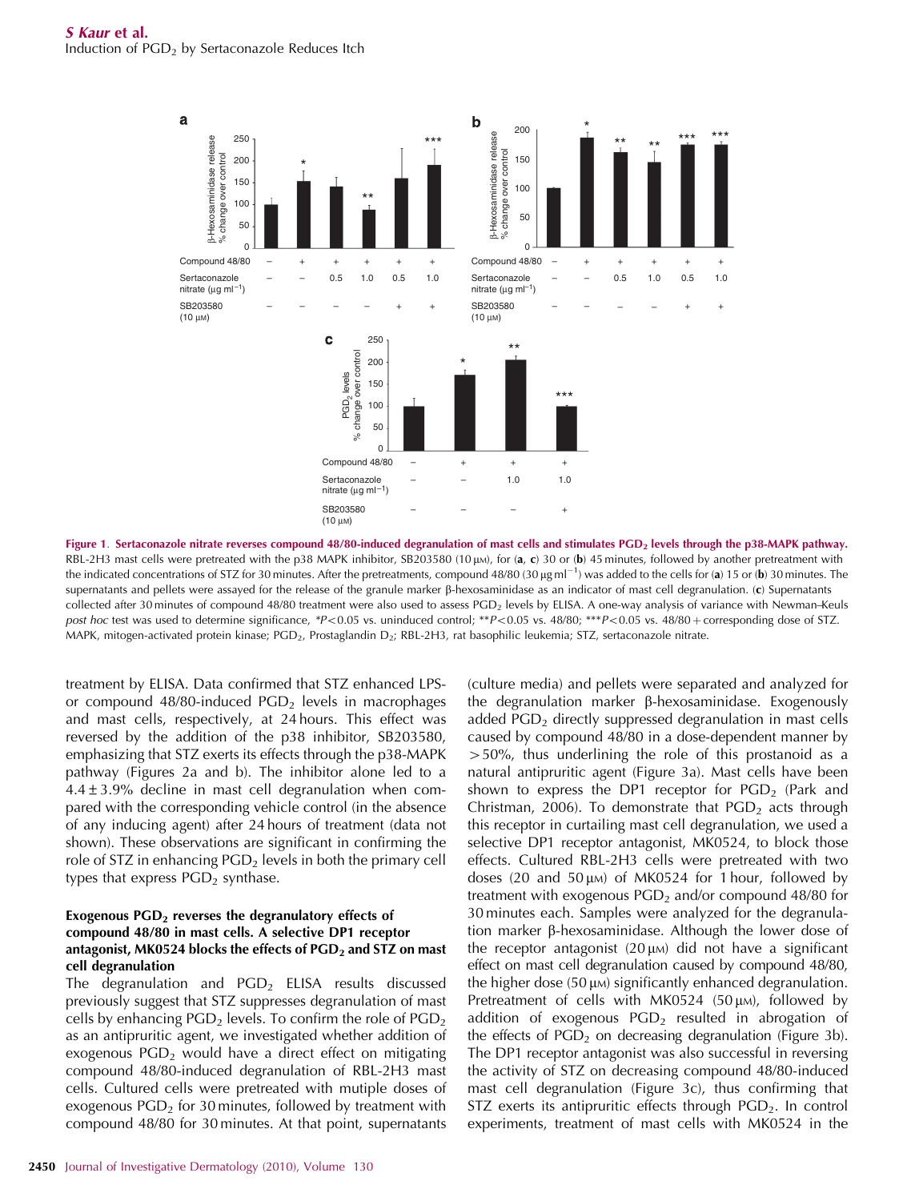**Figure 1**. **Sertaconazole nitrate reverses compound 48/80-induced degranulation of mast cells and stimulates $PGD_2$ levels through the p38-MAPK pathway.** RBL-2H3 mast cells were pretreated with the p38 MAPK inhibitor, SB203580 (10 μM), for (**a**, **c**) 30 or (**b**) 45 minutes, followed by another pretreatment with the indicated concentrations of STZ for 30 minutes. After the pretreatments, compound 48/80 (30 $\mu g\,ml^{-1}$) was added to the cells for (**a**) 15 or (**b**) 30 minutes. The supernatants and pellets were assayed for the release of the granule marker β-hexosaminidase as an indicator of mast cell degranulation. (**c**) Supernatants collected after 30 minutes of compound 48/80 treatment were also used to assess $PGD_2$ levels by ELISA. A one-way analysis of variance with Newman–Keuls *post hoc* test was used to determine significance, *$P<0.05$ vs. uninduced control; **$P<0.05$ vs. 48/80; ***$P<0.05$ vs. 48/80 + corresponding dose of STZ. MAPK, mitogen-activated protein kinase; $PGD_2$, Prostaglandin $D_2$; RBL-2H3, rat basophilic leukemia; STZ, sertaconazole nitrate.

treatment by ELISA. Data confirmed that STZ enhanced LPS- or compound 48/80-induced $PGD_2$ levels in macrophages and mast cells, respectively, at 24 hours. This effect was reversed by the addition of the p38 inhibitor, SB203580, emphasizing that STZ exerts its effects through the p38-MAPK pathway (Figures 2a and b). The inhibitor alone led to a $4.4 \pm 3.9\%$ decline in mast cell degranulation when compared with the corresponding vehicle control (in the absence of any inducing agent) after 24 hours of treatment (data not shown). These observations are significant in confirming the role of STZ in enhancing $PGD_2$ levels in both the primary cell types that express $PGD_2$ synthase.

### Exogenous $PGD_2$ reverses the degranulatory effects of compound 48/80 in mast cells. A selective DP1 receptor antagonist, MK0524 blocks the effects of $PGD_2$ and STZ on mast cell degranulation

The degranulation and $PGD_2$ ELISA results discussed previously suggest that STZ suppresses degranulation of mast cells by enhancing $PGD_2$ levels. To confirm the role of $PGD_2$ as an antipruritic agent, we investigated whether addition of exogenous $PGD_2$ would have a direct effect on mitigating compound 48/80-induced degranulation of RBL-2H3 mast cells. Cultured cells were pretreated with mutiple doses of exogenous $PGD_2$ for 30 minutes, followed by treatment with compound 48/80 for 30 minutes. At that point, supernatants (culture media) and pellets were separated and analyzed for the degranulation marker β-hexosaminidase. Exogenously added $PGD_2$ directly suppressed degranulation in mast cells caused by compound 48/80 in a dose-dependent manner by >50%, thus underlining the role of this prostanoid as a natural antipruritic agent (Figure 3a). Mast cells have been shown to express the DP1 receptor for $PGD_2$ (Park and Christman, 2006). To demonstrate that $PGD_2$ acts through this receptor in curtailing mast cell degranulation, we used a selective DP1 receptor antagonist, MK0524, to block those effects. Cultured RBL-2H3 cells were pretreated with two doses (20 and 50 μM) of MK0524 for 1 hour, followed by treatment with exogenous $PGD_2$ and/or compound 48/80 for 30 minutes each. Samples were analyzed for the degranulation marker β-hexosaminidase. Although the lower dose of the receptor antagonist (20 μM) did not have a significant effect on mast cell degranulation caused by compound 48/80, the higher dose (50 μM) significantly enhanced degranulation. Pretreatment of cells with MK0524 (50 μM), followed by addition of exogenous $PGD_2$ resulted in abrogation of the effects of $PGD_2$ on decreasing degranulation (Figure 3b). The DP1 receptor antagonist was also successful in reversing the activity of STZ on decreasing compound 48/80-induced mast cell degranulation (Figure 3c), thus confirming that STZ exerts its antipruritic effects through $PGD_2$. In control experiments, treatment of mast cells with MK0524 in the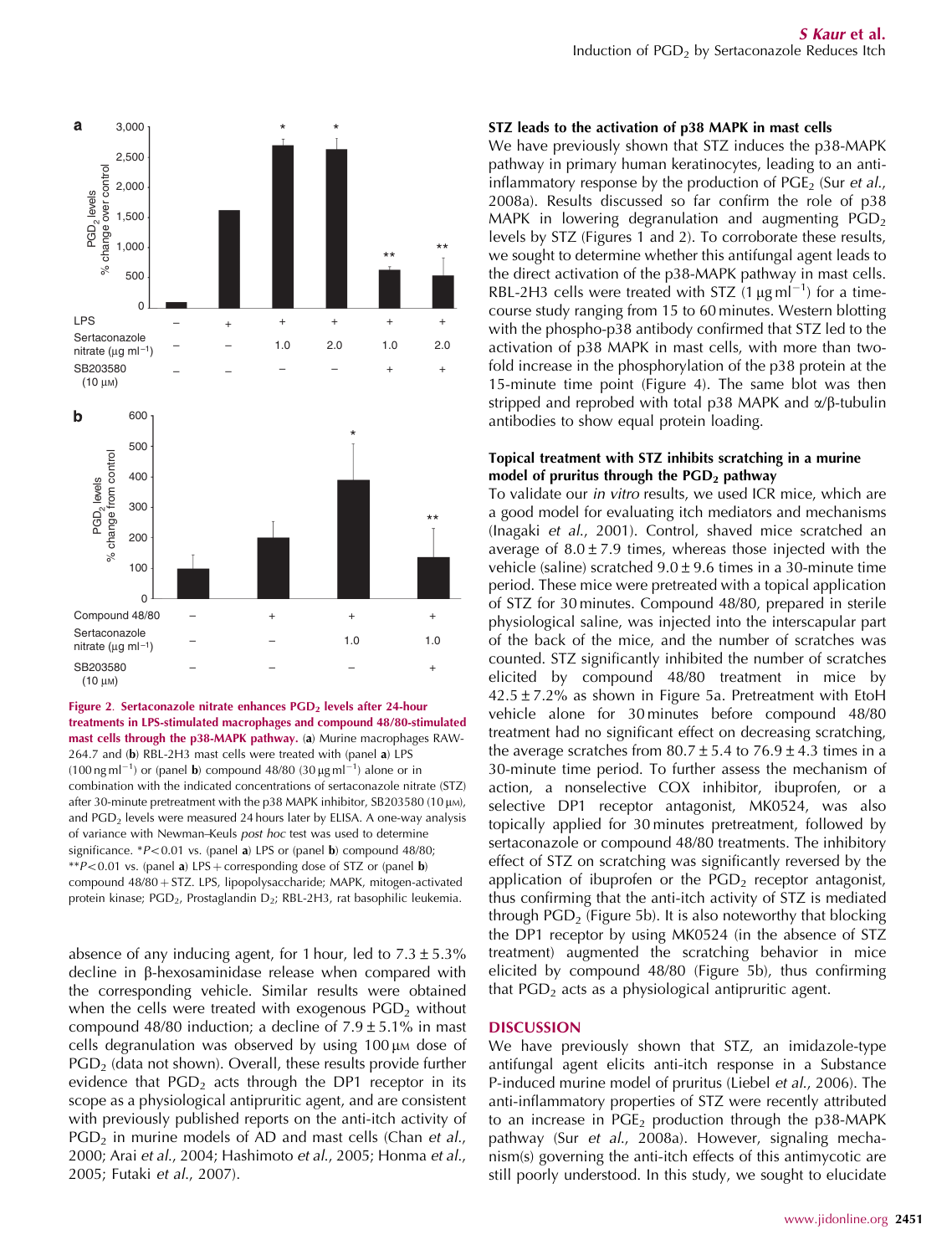Figure 2. Sertaconazole nitrate enhances $PGD_2$ levels after 24-hour treatments in LPS-stimulated macrophages and compound 48/80-stimulated mast cells through the p38-MAPK pathway. (a) Murine macrophages RAW-264.7 and (b) RBL-2H3 mast cells were treated with (panel a) LPS ($100\,ng\,ml^{-1}$) or (panel b) compound 48/80 ($30\,\mu g\,ml^{-1}$) alone or in combination with the indicated concentrations of sertaconazole nitrate (STZ) after 30-minute pretreatment with the p38 MAPK inhibitor, SB203580 (10 μM), and $PGD_2$ levels were measured 24 hours later by ELISA. A one-way analysis of variance with Newman–Keuls *post hoc* test was used to determine significance. *$P<0.01$ vs. (panel a) LPS or (panel b) compound 48/80; **$P<0.01$ vs. (panel a) LPS + corresponding dose of STZ or (panel b) compound 48/80 + STZ. LPS, lipopolysaccharide; MAPK, mitogen-activated protein kinase; $PGD_2$, Prostaglandin $D_2$; RBL-2H3, rat basophilic leukemia.

absence of any inducing agent, for 1 hour, led to $7.3 \pm 5.3\%$ decline in β-hexosaminidase release when compared with the corresponding vehicle. Similar results were obtained when the cells were treated with exogenous $PGD_2$ without compound 48/80 induction; a decline of $7.9 \pm 5.1\%$ in mast cells degranulation was observed by using 100 μM dose of $PGD_2$ (data not shown). Overall, these results provide further evidence that $PGD_2$ acts through the DP1 receptor in its scope as a physiological antipruritic agent, and are consistent with previously published reports on the anti-itch activity of $PGD_2$ in murine models of AD and mast cells (Chan *et al.*, 2000; Arai *et al.*, 2004; Hashimoto *et al.*, 2005; Honma *et al.*, 2005; Futaki *et al.*, 2007).

### STZ leads to the activation of p38 MAPK in mast cells

We have previously shown that STZ induces the p38-MAPK pathway in primary human keratinocytes, leading to an anti-inflammatory response by the production of $PGE_2$ (Sur *et al.*, 2008a). Results discussed so far confirm the role of p38 MAPK in lowering degranulation and augmenting $PGD_2$ levels by STZ (Figures 1 and 2). To corroborate these results, we sought to determine whether this antifungal agent leads to the direct activation of the p38-MAPK pathway in mast cells. RBL-2H3 cells were treated with STZ ($1\,\mu g\,ml^{-1}$) for a time-course study ranging from 15 to 60 minutes. Western blotting with the phospho-p38 antibody confirmed that STZ led to the activation of p38 MAPK in mast cells, with more than two-fold increase in the phosphorylation of the p38 protein at the 15-minute time point (Figure 4). The same blot was then stripped and reprobed with total p38 MAPK and α/β-tubulin antibodies to show equal protein loading.

### Topical treatment with STZ inhibits scratching in a murine model of pruritus through the $PGD_2$ pathway

To validate our *in vitro* results, we used ICR mice, which are a good model for evaluating itch mediators and mechanisms (Inagaki *et al.*, 2001). Control, shaved mice scratched an average of $8.0 \pm 7.9$ times, whereas those injected with the vehicle (saline) scratched $9.0 \pm 9.6$ times in a 30-minute time period. These mice were pretreated with a topical application of STZ for 30 minutes. Compound 48/80, prepared in sterile physiological saline, was injected into the interscapular part of the back of the mice, and the number of scratches was counted. STZ significantly inhibited the number of scratches elicited by compound 48/80 treatment in mice by $42.5 \pm 7.2\%$ as shown in Figure 5a. Pretreatment with EtoH vehicle alone for 30 minutes before compound 48/80 treatment had no significant effect on decreasing scratching, the average scratches from $80.7 \pm 5.4$ to $76.9 \pm 4.3$ times in a 30-minute time period. To further assess the mechanism of action, a nonselective COX inhibitor, ibuprofen, or a selective DP1 receptor antagonist, MK0524, was also topically applied for 30 minutes pretreatment, followed by sertaconazole or compound 48/80 treatments. The inhibitory effect of STZ on scratching was significantly reversed by the application of ibuprofen or the $PGD_2$ receptor antagonist, thus confirming that the anti-itch activity of STZ is mediated through $PGD_2$ (Figure 5b). It is also noteworthy that blocking the DP1 receptor by using MK0524 (in the absence of STZ treatment) augmented the scratching behavior in mice elicited by compound 48/80 (Figure 5b), thus confirming that $PGD_2$ acts as a physiological antipruritic agent.

## DISCUSSION

We have previously shown that STZ, an imidazole-type antifungal agent elicits anti-itch response in a Substance P-induced murine model of pruritus (Liebel *et al.*, 2006). The anti-inflammatory properties of STZ were recently attributed to an increase in $PGE_2$ production through the p38-MAPK pathway (Sur *et al.*, 2008a). However, signaling mechanism(s) governing the anti-itch effects of this antimycotic are still poorly understood. In this study, we sought to elucidate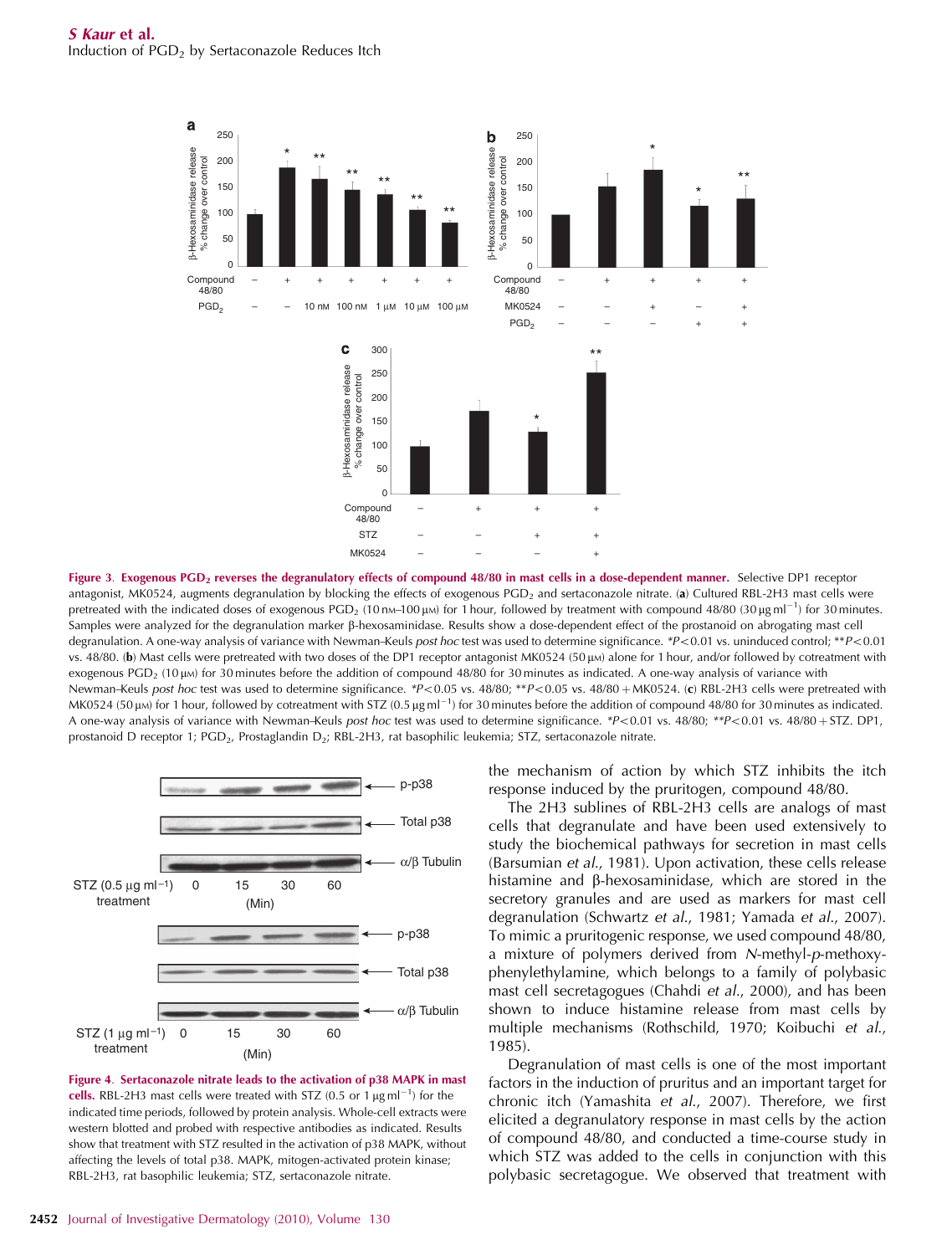**Figure 3. Exogenous $PGD_2$ reverses the degranulatory effects of compound 48/80 in mast cells in a dose-dependent manner.** Selective DP1 receptor antagonist, MK0524, augments degranulation by blocking the effects of exogenous $PGD_2$ and sertaconazole nitrate. (**a**) Cultured RBL-2H3 mast cells were pretreated with the indicated doses of exogenous $PGD_2$ (10 nM–100 μM) for 1 hour, followed by treatment with compound 48/80 (30 μg ml$^{-1}$) for 30 minutes. Samples were analyzed for the degranulation marker β-hexosaminidase. Results show a dose-dependent effect of the prostanoid on abrogating mast cell degranulation. A one-way analysis of variance with Newman–Keuls *post hoc* test was used to determine significance. *$P<0.01$ vs. uninduced control; **$P<0.01$ vs. 48/80. (**b**) Mast cells were pretreated with two doses of the DP1 receptor antagonist MK0524 (50 μM) alone for 1 hour, and/or followed by cotreatment with exogenous $PGD_2$ (10 μM) for 30 minutes before the addition of compound 48/80 for 30 minutes as indicated. A one-way analysis of variance with Newman–Keuls *post hoc* test was used to determine significance. *$P<0.05$ vs. 48/80; **$P<0.05$ vs. 48/80 + MK0524. (**c**) RBL-2H3 cells were pretreated with MK0524 (50 μM) for 1 hour, followed by cotreatment with STZ (0.5 μg ml$^{-1}$) for 30 minutes before the addition of compound 48/80 for 30 minutes as indicated. A one-way analysis of variance with Newman–Keuls *post hoc* test was used to determine significance. *$P<0.01$ vs. 48/80; **$P<0.01$ vs. 48/80 + STZ. DP1, prostanoid D receptor 1; $PGD_2$, Prostaglandin $D_2$; RBL-2H3, rat basophilic leukemia; STZ, sertaconazole nitrate.

**Figure 4. Sertaconazole nitrate leads to the activation of p38 MAPK in mast cells.** RBL-2H3 mast cells were treated with STZ (0.5 or 1 μg ml$^{-1}$) for the indicated time periods, followed by protein analysis. Whole-cell extracts were western blotted and probed with respective antibodies as indicated. Results show that treatment with STZ resulted in the activation of p38 MAPK, without affecting the levels of total p38. MAPK, mitogen-activated protein kinase; RBL-2H3, rat basophilic leukemia; STZ, sertaconazole nitrate.

the mechanism of action by which STZ inhibits the itch response induced by the pruritogen, compound 48/80.

The 2H3 sublines of RBL-2H3 cells are analogs of mast cells that degranulate and have been used extensively to study the biochemical pathways for secretion in mast cells (Barsumian *et al.*, 1981). Upon activation, these cells release histamine and β-hexosaminidase, which are stored in the secretory granules and are used as markers for mast cell degranulation (Schwartz *et al.*, 1981; Yamada *et al.*, 2007). To mimic a pruritogenic response, we used compound 48/80, a mixture of polymers derived from *N*-methyl-*p*-methoxyphenylethylamine, which belongs to a family of polybasic mast cell secretagogues (Chahdi *et al.*, 2000), and has been shown to induce histamine release from mast cells by multiple mechanisms (Rothschild, 1970; Koibuchi *et al.*, 1985).

Degranulation of mast cells is one of the most important factors in the induction of pruritus and an important target for chronic itch (Yamashita *et al.*, 2007). Therefore, we first elicited a degranulatory response in mast cells by the action of compound 48/80, and conducted a time-course study in which STZ was added to the cells in conjunction with this polybasic secretagogue. We observed that treatment with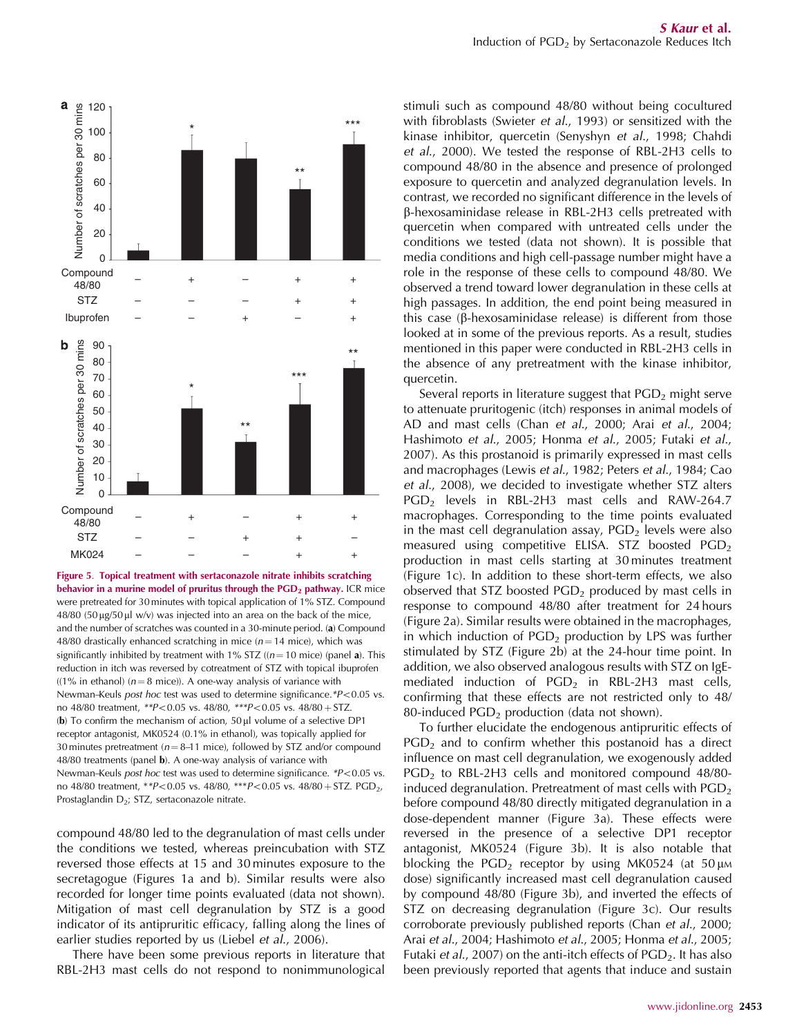Figure 5. Topical treatment with sertaconazole nitrate inhibits scratching behavior in a murine model of pruritus through the $PGD_2$ pathway. ICR mice were pretreated for 30 minutes with topical application of 1% STZ. Compound 48/80 (50 μg/50 μl w/v) was injected into an area on the back of the mice, and the number of scratches was counted in a 30-minute period. (**a**) Compound 48/80 drastically enhanced scratching in mice ($n=14$ mice), which was significantly inhibited by treatment with 1% STZ (($n=10$ mice) (panel **a**). This reduction in itch was reversed by cotreatment of STZ with topical ibuprofen ((1% in ethanol) ($n=8$ mice)). A one-way analysis of variance with Newman–Keuls *post hoc* test was used to determine significance. *$P<0.05$ vs. no 48/80 treatment, **$P<0.05$ vs. 48/80, ***$P<0.05$ vs. 48/80 + STZ. (**b**) To confirm the mechanism of action, 50 μl volume of a selective DP1 receptor antagonist, MK0524 (0.1% in ethanol), was topically applied for 30 minutes pretreatment ($n=8$–11 mice), followed by STZ and/or compound 48/80 treatments (panel **b**). A one-way analysis of variance with Newman–Keuls *post hoc* test was used to determine significance. *$P<0.05$ vs. no 48/80 treatment, **$P<0.05$ vs. 48/80, ***$P<0.05$ vs. 48/80 + STZ. $PGD_2$, Prostaglandin $D_2$; STZ, sertaconazole nitrate.

compound 48/80 led to the degranulation of mast cells under the conditions we tested, whereas preincubation with STZ reversed those effects at 15 and 30 minutes exposure to the secretagogue (Figures 1a and b). Similar results were also recorded for longer time points evaluated (data not shown). Mitigation of mast cell degranulation by STZ is a good indicator of its antipruritic efficacy, falling along the lines of earlier studies reported by us (Liebel *et al.*, 2006).

There have been some previous reports in literature that RBL-2H3 mast cells do not respond to nonimmunological stimuli such as compound 48/80 without being cocultured with fibroblasts (Swieter *et al.*, 1993) or sensitized with the kinase inhibitor, quercetin (Senyshyn *et al.*, 1998; Chahdi *et al.*, 2000). We tested the response of RBL-2H3 cells to compound 48/80 in the absence and presence of prolonged exposure to quercetin and analyzed degranulation levels. In contrast, we recorded no significant difference in the levels of β-hexosaminidase release in RBL-2H3 cells pretreated with quercetin when compared with untreated cells under the conditions we tested (data not shown). It is possible that media conditions and high cell-passage number might have a role in the response of these cells to compound 48/80. We observed a trend toward lower degranulation in these cells at high passages. In addition, the end point being measured in this case (β-hexosaminidase release) is different from those looked at in some of the previous reports. As a result, studies mentioned in this paper were conducted in RBL-2H3 cells in the absence of any pretreatment with the kinase inhibitor, quercetin.

Several reports in literature suggest that $PGD_2$ might serve to attenuate pruritogenic (itch) responses in animal models of AD and mast cells (Chan *et al.*, 2000; Arai *et al.*, 2004; Hashimoto *et al.*, 2005; Honma *et al.*, 2005; Futaki *et al.*, 2007). As this prostanoid is primarily expressed in mast cells and macrophages (Lewis *et al.*, 1982; Peters *et al.*, 1984; Cao *et al.*, 2008), we decided to investigate whether STZ alters $PGD_2$ levels in RBL-2H3 mast cells and RAW-264.7 macrophages. Corresponding to the time points evaluated in the mast cell degranulation assay, $PGD_2$ levels were also measured using competitive ELISA. STZ boosted $PGD_2$ production in mast cells starting at 30 minutes treatment (Figure 1c). In addition to these short-term effects, we also observed that STZ boosted $PGD_2$ produced by mast cells in response to compound 48/80 after treatment for 24 hours (Figure 2a). Similar results were obtained in the macrophages, in which induction of $PGD_2$ production by LPS was further stimulated by STZ (Figure 2b) at the 24-hour time point. In addition, we also observed analogous results with STZ on IgE-mediated induction of $PGD_2$ in RBL-2H3 mast cells, confirming that these effects are not restricted only to 48/80-induced $PGD_2$ production (data not shown).

To further elucidate the endogenous antipruritic effects of $PGD_2$ and to confirm whether this postanoid has a direct influence on mast cell degranulation, we exogenously added $PGD_2$ to RBL-2H3 cells and monitored compound 48/80-induced degranulation. Pretreatment of mast cells with $PGD_2$ before compound 48/80 directly mitigated degranulation in a dose-dependent manner (Figure 3a). These effects were reversed in the presence of a selective DP1 receptor antagonist, MK0524 (Figure 3b). It is also notable that blocking the $PGD_2$ receptor by using MK0524 (at 50 μM dose) significantly increased mast cell degranulation caused by compound 48/80 (Figure 3b), and inverted the effects of STZ on decreasing degranulation (Figure 3c). Our results corroborate previously published reports (Chan *et al.*, 2000; Arai *et al.*, 2004; Hashimoto *et al.*, 2005; Honma *et al.*, 2005; Futaki *et al.*, 2007) on the anti-itch effects of $PGD_2$. It has also been previously reported that agents that induce and sustain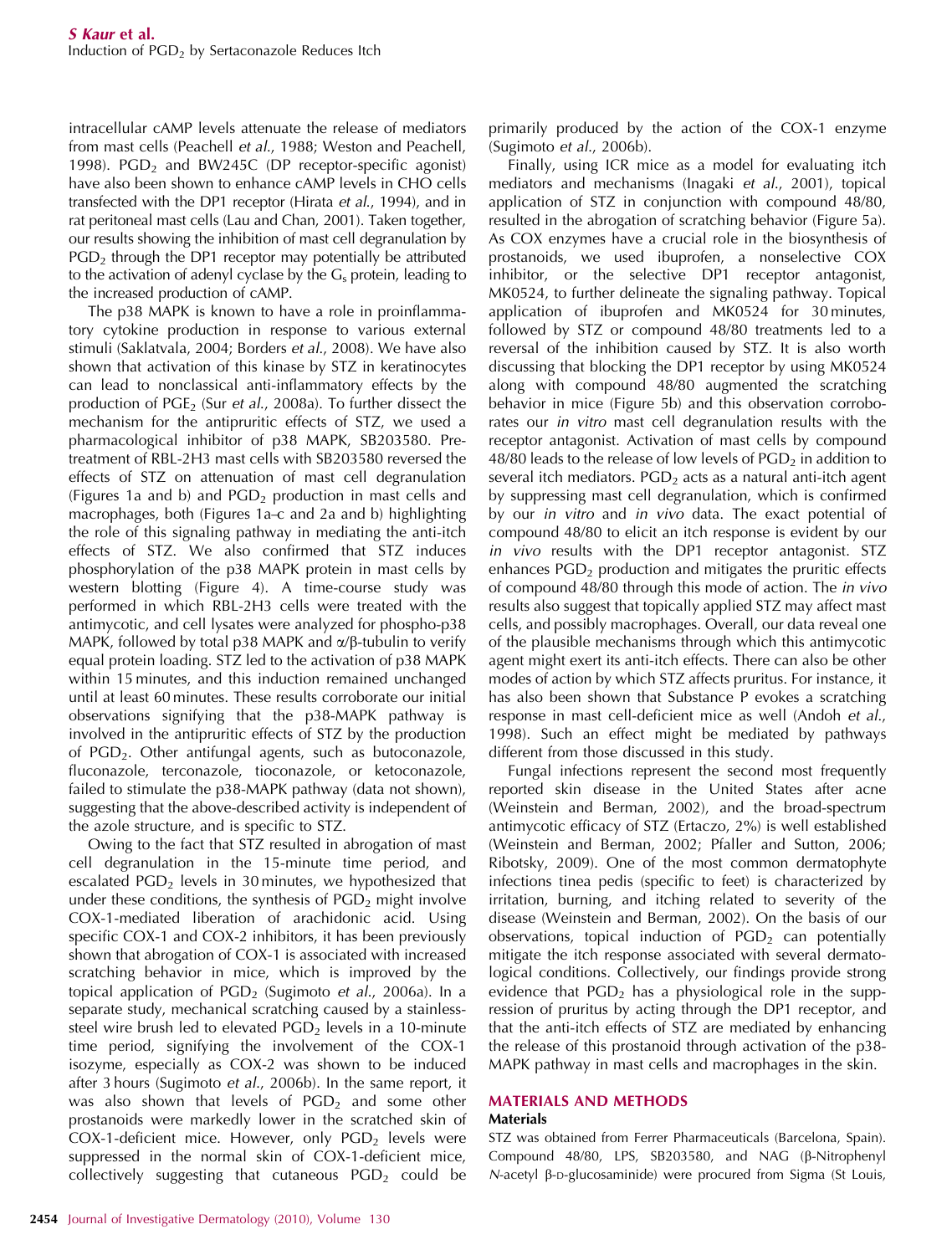intracellular cAMP levels attenuate the release of mediators from mast cells (Peachell *et al.*, 1988; Weston and Peachell, 1998). $PGD_2$ and BW245C (DP receptor-specific agonist) have also been shown to enhance cAMP levels in CHO cells transfected with the DP1 receptor (Hirata *et al.*, 1994), and in rat peritoneal mast cells (Lau and Chan, 2001). Taken together, our results showing the inhibition of mast cell degranulation by $PGD_2$ through the DP1 receptor may potentially be attributed to the activation of adenyl cyclase by the $G_s$ protein, leading to the increased production of cAMP.

The p38 MAPK is known to have a role in proinflammatory cytokine production in response to various external stimuli (Saklatvala, 2004; Borders *et al.*, 2008). We have also shown that activation of this kinase by STZ in keratinocytes can lead to nonclassical anti-inflammatory effects by the production of $PGE_2$ (Sur *et al.*, 2008a). To further dissect the mechanism for the antipruritic effects of STZ, we used a pharmacological inhibitor of p38 MAPK, SB203580. Pretreatment of RBL-2H3 mast cells with SB203580 reversed the effects of STZ on attenuation of mast cell degranulation (Figures 1a and b) and $PGD_2$ production in mast cells and macrophages, both (Figures 1a–c and 2a and b) highlighting the role of this signaling pathway in mediating the anti-itch effects of STZ. We also confirmed that STZ induces phosphorylation of the p38 MAPK protein in mast cells by western blotting (Figure 4). A time-course study was performed in which RBL-2H3 cells were treated with the antimycotic, and cell lysates were analyzed for phospho-p38 MAPK, followed by total p38 MAPK and α/β-tubulin to verify equal protein loading. STZ led to the activation of p38 MAPK within 15 minutes, and this induction remained unchanged until at least 60 minutes. These results corroborate our initial observations signifying that the p38-MAPK pathway is involved in the antipruritic effects of STZ by the production of $PGD_2$. Other antifungal agents, such as butoconazole, fluconazole, terconazole, tioconazole, or ketoconazole, failed to stimulate the p38-MAPK pathway (data not shown), suggesting that the above-described activity is independent of the azole structure, and is specific to STZ.

Owing to the fact that STZ resulted in abrogation of mast cell degranulation in the 15-minute time period, and escalated $PGD_2$ levels in 30 minutes, we hypothesized that under these conditions, the synthesis of $PGD_2$ might involve COX-1-mediated liberation of arachidonic acid. Using specific COX-1 and COX-2 inhibitors, it has been previously shown that abrogation of COX-1 is associated with increased scratching behavior in mice, which is improved by the topical application of $PGD_2$ (Sugimoto *et al.*, 2006a). In a separate study, mechanical scratching caused by a stainless-steel wire brush led to elevated $PGD_2$ levels in a 10-minute time period, signifying the involvement of the COX-1 isozyme, especially as COX-2 was shown to be induced after 3 hours (Sugimoto *et al.*, 2006b). In the same report, it was also shown that levels of $PGD_2$ and some other prostanoids were markedly lower in the scratched skin of COX-1-deficient mice. However, only $PGD_2$ levels were suppressed in the normal skin of COX-1-deficient mice, collectively suggesting that cutaneous $PGD_2$ could be primarily produced by the action of the COX-1 enzyme (Sugimoto *et al.*, 2006b).

Finally, using ICR mice as a model for evaluating itch mediators and mechanisms (Inagaki *et al.*, 2001), topical application of STZ in conjunction with compound 48/80, resulted in the abrogation of scratching behavior (Figure 5a). As COX enzymes have a crucial role in the biosynthesis of prostanoids, we used ibuprofen, a nonselective COX inhibitor, or the selective DP1 receptor antagonist, MK0524, to further delineate the signaling pathway. Topical application of ibuprofen and MK0524 for 30 minutes, followed by STZ or compound 48/80 treatments led to a reversal of the inhibition caused by STZ. It is also worth discussing that blocking the DP1 receptor by using MK0524 along with compound 48/80 augmented the scratching behavior in mice (Figure 5b) and this observation corroborates our *in vitro* mast cell degranulation results with the receptor antagonist. Activation of mast cells by compound 48/80 leads to the release of low levels of $PGD_2$ in addition to several itch mediators. $PGD_2$ acts as a natural anti-itch agent by suppressing mast cell degranulation, which is confirmed by our *in vitro* and *in vivo* data. The exact potential of compound 48/80 to elicit an itch response is evident by our *in vivo* results with the DP1 receptor antagonist. STZ enhances $PGD_2$ production and mitigates the pruritic effects of compound 48/80 through this mode of action. The *in vivo* results also suggest that topically applied STZ may affect mast cells, and possibly macrophages. Overall, our data reveal one of the plausible mechanisms through which this antimycotic agent might exert its anti-itch effects. There can also be other modes of action by which STZ affects pruritus. For instance, it has also been shown that Substance P evokes a scratching response in mast cell-deficient mice as well (Andoh *et al.*, 1998). Such an effect might be mediated by pathways different from those discussed in this study.

Fungal infections represent the second most frequently reported skin disease in the United States after acne (Weinstein and Berman, 2002), and the broad-spectrum antimycotic efficacy of STZ (Ertaczo, 2%) is well established (Weinstein and Berman, 2002; Pfaller and Sutton, 2006; Ribotsky, 2009). One of the most common dermatophyte infections tinea pedis (specific to feet) is characterized by irritation, burning, and itching related to severity of the disease (Weinstein and Berman, 2002). On the basis of our observations, topical induction of $PGD_2$ can potentially mitigate the itch response associated with several dermatological conditions. Collectively, our findings provide strong evidence that $PGD_2$ has a physiological role in the suppression of pruritus by acting through the DP1 receptor, and that the anti-itch effects of STZ are mediated by enhancing the release of this prostanoid through activation of the p38-MAPK pathway in mast cells and macrophages in the skin.

## MATERIALS AND METHODS

### Materials

STZ was obtained from Ferrer Pharmaceuticals (Barcelona, Spain). Compound 48/80, LPS, SB203580, and NAG (β-Nitrophenyl *N*-acetyl β-D-glucosaminide) were procured from Sigma (St Louis,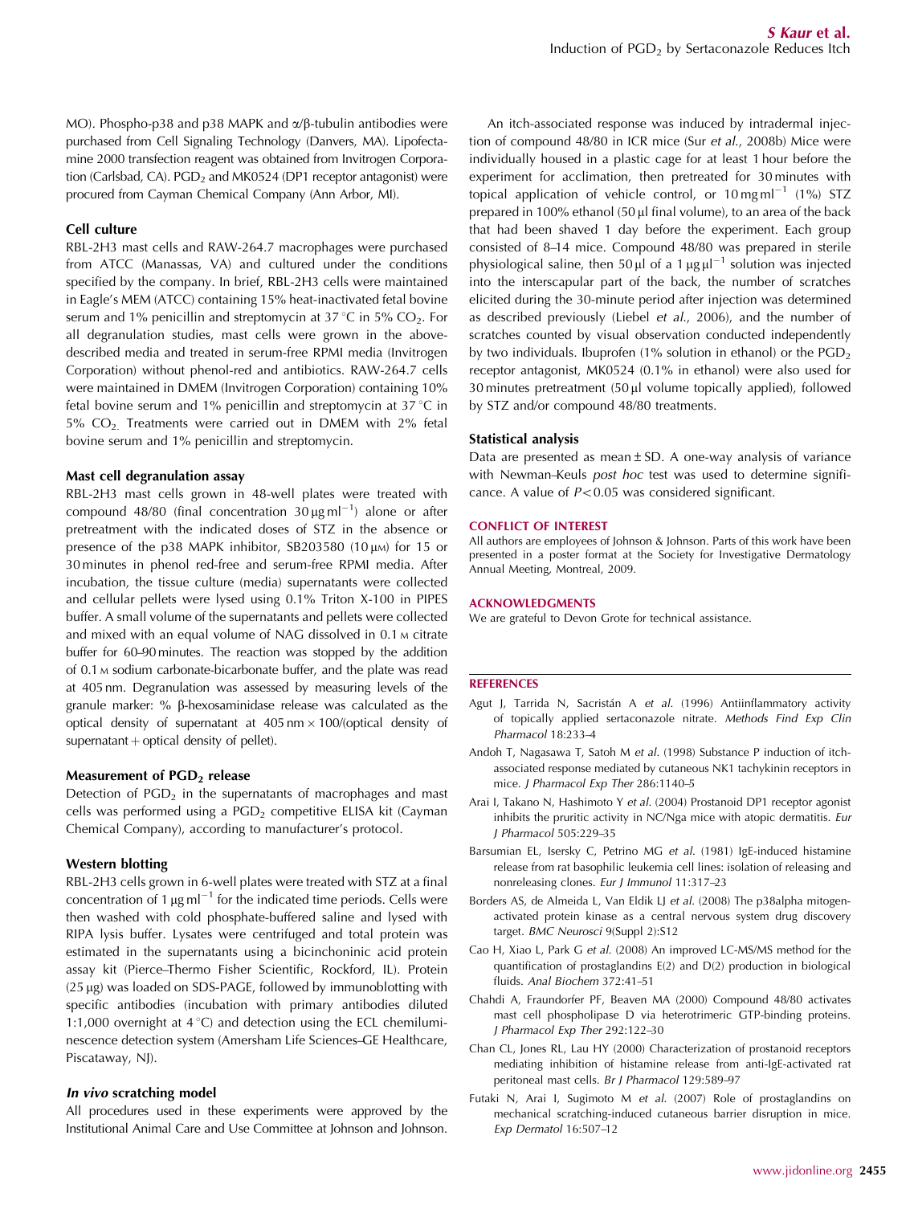MO). Phospho-p38 and p38 MAPK and α/β-tubulin antibodies were purchased from Cell Signaling Technology (Danvers, MA). Lipofectamine 2000 transfection reagent was obtained from Invitrogen Corporation (Carlsbad, CA). $PGD_2$ and MK0524 (DP1 receptor antagonist) were procured from Cayman Chemical Company (Ann Arbor, MI).

### Cell culture

RBL-2H3 mast cells and RAW-264.7 macrophages were purchased from ATCC (Manassas, VA) and cultured under the conditions specified by the company. In brief, RBL-2H3 cells were maintained in Eagle's MEM (ATCC) containing 15% heat-inactivated fetal bovine serum and 1% penicillin and streptomycin at 37 °C in 5% $CO_2$. For all degranulation studies, mast cells were grown in the above-described media and treated in serum-free RPMI media (Invitrogen Corporation) without phenol-red and antibiotics. RAW-264.7 cells were maintained in DMEM (Invitrogen Corporation) containing 10% fetal bovine serum and 1% penicillin and streptomycin at 37 °C in 5% $CO_2$. Treatments were carried out in DMEM with 2% fetal bovine serum and 1% penicillin and streptomycin.

### Mast cell degranulation assay

RBL-2H3 mast cells grown in 48-well plates were treated with compound 48/80 (final concentration $30\,\mu g\,ml^{-1}$) alone or after pretreatment with the indicated doses of STZ in the absence or presence of the p38 MAPK inhibitor, SB203580 (10 μM) for 15 or 30 minutes in phenol red-free and serum-free RPMI media. After incubation, the tissue culture (media) supernatants were collected and cellular pellets were lysed using 0.1% Triton X-100 in PIPES buffer. A small volume of the supernatants and pellets were collected and mixed with an equal volume of NAG dissolved in 0.1 M citrate buffer for 60–90 minutes. The reaction was stopped by the addition of 0.1 M sodium carbonate-bicarbonate buffer, and the plate was read at 405 nm. Degranulation was assessed by measuring levels of the granule marker: % β-hexosaminidase release was calculated as the optical density of supernatant at 405 nm × 100/(optical density of supernatant + optical density of pellet).

### Measurement of $PGD_2$ release

Detection of $PGD_2$ in the supernatants of macrophages and mast cells was performed using a $PGD_2$ competitive ELISA kit (Cayman Chemical Company), according to manufacturer's protocol.

### Western blotting

RBL-2H3 cells grown in 6-well plates were treated with STZ at a final concentration of $1\,\mu g\,ml^{-1}$ for the indicated time periods. Cells were then washed with cold phosphate-buffered saline and lysed with RIPA lysis buffer. Lysates were centrifuged and total protein was estimated in the supernatants using a bicinchoninic acid protein assay kit (Pierce–Thermo Fisher Scientific, Rockford, IL). Protein (25 μg) was loaded on SDS-PAGE, followed by immunoblotting with specific antibodies (incubation with primary antibodies diluted 1:1,000 overnight at 4 °C) and detection using the ECL chemiluminescence detection system (Amersham Life Sciences–GE Healthcare, Piscataway, NJ).

### *In vivo* scratching model

All procedures used in these experiments were approved by the Institutional Animal Care and Use Committee at Johnson and Johnson.

An itch-associated response was induced by intradermal injection of compound 48/80 in ICR mice (Sur *et al.*, 2008b) Mice were individually housed in a plastic cage for at least 1 hour before the experiment for acclimation, then pretreated for 30 minutes with topical application of vehicle control, or $10\,mg\,ml^{-1}$ (1%) STZ prepared in 100% ethanol (50 μl final volume), to an area of the back that had been shaved 1 day before the experiment. Each group consisted of 8–14 mice. Compound 48/80 was prepared in sterile physiological saline, then 50 μl of a $1\,\mu g\,\mu l^{-1}$ solution was injected into the interscapular part of the back, the number of scratches elicited during the 30-minute period after injection was determined as described previously (Liebel *et al.*, 2006), and the number of scratches counted by visual observation conducted independently by two individuals. Ibuprofen (1% solution in ethanol) or the $PGD_2$ receptor antagonist, MK0524 (0.1% in ethanol) were also used for 30 minutes pretreatment (50 μl volume topically applied), followed by STZ and/or compound 48/80 treatments.

### Statistical analysis

Data are presented as mean ± SD. A one-way analysis of variance with Newman–Keuls *post hoc* test was used to determine significance. A value of $P<0.05$ was considered significant.

### CONFLICT OF INTEREST

All authors are employees of Johnson & Johnson. Parts of this work have been presented in a poster format at the Society for Investigative Dermatology Annual Meeting, Montreal, 2009.

### ACKNOWLEDGMENTS

We are grateful to Devon Grote for technical assistance.

### REFERENCES

Agut J, Tarrida N, Sacristán A *et al.* (1996) Antiinflammatory activity of topically applied sertaconazole nitrate. *Methods Find Exp Clin Pharmacol* 18:233–4

Andoh T, Nagasawa T, Satoh M *et al.* (1998) Substance P induction of itch-associated response mediated by cutaneous NK1 tachykinin receptors in mice. *J Pharmacol Exp Ther* 286:1140–5

Arai I, Takano N, Hashimoto Y *et al.* (2004) Prostanoid DP1 receptor agonist inhibits the pruritic activity in NC/Nga mice with atopic dermatitis. *Eur J Pharmacol* 505:229–35

Barsumian EL, Isersky C, Petrino MG *et al.* (1981) IgE-induced histamine release from rat basophilic leukemia cell lines: isolation of releasing and nonreleasing clones. *Eur J Immunol* 11:317–23

Borders AS, de Almeida L, Van Eldik LJ *et al.* (2008) The p38alpha mitogen-activated protein kinase as a central nervous system drug discovery target. *BMC Neurosci* 9(Suppl 2):S12

Cao H, Xiao L, Park G *et al.* (2008) An improved LC-MS/MS method for the quantification of prostaglandins E(2) and D(2) production in biological fluids. *Anal Biochem* 372:41–51

Chahdi A, Fraundorfer PF, Beaven MA (2000) Compound 48/80 activates mast cell phospholipase D via heterotrimeric GTP-binding proteins. *J Pharmacol Exp Ther* 292:122–30

Chan CL, Jones RL, Lau HY (2000) Characterization of prostanoid receptors mediating inhibition of histamine release from anti-IgE-activated rat peritoneal mast cells. *Br J Pharmacol* 129:589–97

Futaki N, Arai I, Sugimoto M *et al.* (2007) Role of prostaglandins on mechanical scratching-induced cutaneous barrier disruption in mice. *Exp Dermatol* 16:507–12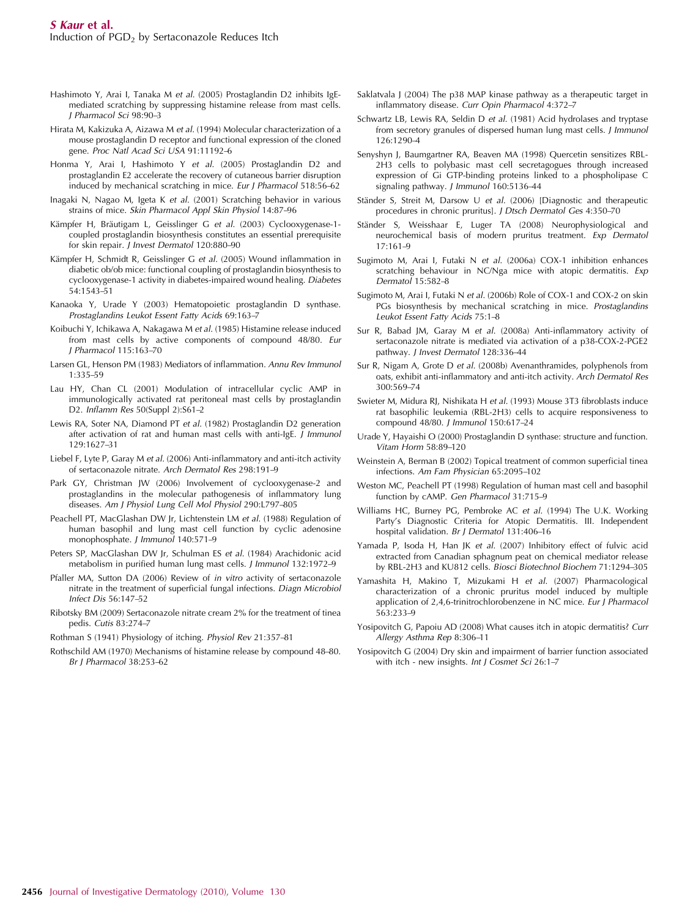Hashimoto Y, Arai I, Tanaka M *et al.* (2005) Prostaglandin D2 inhibits IgE-mediated scratching by suppressing histamine release from mast cells. *J Pharmacol Sci* 98:90–3

Hirata M, Kakizuka A, Aizawa M *et al.* (1994) Molecular characterization of a mouse prostaglandin D receptor and functional expression of the cloned gene. *Proc Natl Acad Sci USA* 91:11192–6

Honma Y, Arai I, Hashimoto Y *et al.* (2005) Prostaglandin D2 and prostaglandin E2 accelerate the recovery of cutaneous barrier disruption induced by mechanical scratching in mice. *Eur J Pharmacol* 518:56–62

Inagaki N, Nagao M, Igeta K *et al.* (2001) Scratching behavior in various strains of mice. *Skin Pharmacol Appl Skin Physiol* 14:87–96

Kämpfer H, Bräutigam L, Geisslinger G *et al.* (2003) Cyclooxygenase-1-coupled prostaglandin biosynthesis constitutes an essential prerequisite for skin repair. *J Invest Dermatol* 120:880–90

Kämpfer H, Schmidt R, Geisslinger G *et al.* (2005) Wound inflammation in diabetic ob/ob mice: functional coupling of prostaglandin biosynthesis to cyclooxygenase-1 activity in diabetes-impaired wound healing. *Diabetes* 54:1543–51

Kanaoka Y, Urade Y (2003) Hematopoietic prostaglandin D synthase. *Prostaglandins Leukot Essent Fatty Acids* 69:163–7

Koibuchi Y, Ichikawa A, Nakagawa M *et al.* (1985) Histamine release induced from mast cells by active components of compound 48/80. *Eur J Pharmacol* 115:163–70

Larsen GL, Henson PM (1983) Mediators of inflammation. *Annu Rev Immunol* 1:335–59

Lau HY, Chan CL (2001) Modulation of intracellular cyclic AMP in immunologically activated rat peritoneal mast cells by prostaglandin D2. *Inflamm Res* 50(Suppl 2):S61–2

Lewis RA, Soter NA, Diamond PT *et al.* (1982) Prostaglandin D2 generation after activation of rat and human mast cells with anti-IgE. *J Immunol* 129:1627–31

Liebel F, Lyte P, Garay M *et al.* (2006) Anti-inflammatory and anti-itch activity of sertaconazole nitrate. *Arch Dermatol Res* 298:191–9

Park GY, Christman JW (2006) Involvement of cyclooxygenase-2 and prostaglandins in the molecular pathogenesis of inflammatory lung diseases. *Am J Physiol Lung Cell Mol Physiol* 290:L797–805

Peachell PT, MacGlashan DW Jr, Lichtenstein LM *et al.* (1988) Regulation of human basophil and lung mast cell function by cyclic adenosine monophosphate. *J Immunol* 140:571–9

Peters SP, MacGlashan DW Jr, Schulman ES *et al.* (1984) Arachidonic acid metabolism in purified human lung mast cells. *J Immunol* 132:1972–9

Pfaller MA, Sutton DA (2006) Review of *in vitro* activity of sertaconazole nitrate in the treatment of superficial fungal infections. *Diagn Microbiol Infect Dis* 56:147–52

Ribotsky BM (2009) Sertaconazole nitrate cream 2% for the treatment of tinea pedis. *Cutis* 83:274–7

Rothman S (1941) Physiology of itching. *Physiol Rev* 21:357–81

Rothschild AM (1970) Mechanisms of histamine release by compound 48–80. *Br J Pharmacol* 38:253–62

Saklatvala J (2004) The p38 MAP kinase pathway as a therapeutic target in inflammatory disease. *Curr Opin Pharmacol* 4:372–7

Schwartz LB, Lewis RA, Seldin D *et al.* (1981) Acid hydrolases and tryptase from secretory granules of dispersed human lung mast cells. *J Immunol* 126:1290–4

Senyshyn J, Baumgartner RA, Beaven MA (1998) Quercetin sensitizes RBL-2H3 cells to polybasic mast cell secretagogues through increased expression of Gi GTP-binding proteins linked to a phospholipase C signaling pathway. *J Immunol* 160:5136–44

Ständer S, Streit M, Darsow U *et al.* (2006) [Diagnostic and therapeutic procedures in chronic pruritus]. *J Dtsch Dermatol Ges* 4:350–70

Ständer S, Weisshaar E, Luger TA (2008) Neurophysiological and neurochemical basis of modern pruritus treatment. *Exp Dermatol* 17:161–9

Sugimoto M, Arai I, Futaki N *et al.* (2006a) COX-1 inhibition enhances scratching behaviour in NC/Nga mice with atopic dermatitis. *Exp Dermatol* 15:582–8

Sugimoto M, Arai I, Futaki N *et al.* (2006b) Role of COX-1 and COX-2 on skin PGs biosynthesis by mechanical scratching in mice. *Prostaglandins Leukot Essent Fatty Acids* 75:1–8

Sur R, Babad JM, Garay M *et al.* (2008a) Anti-inflammatory activity of sertaconazole nitrate is mediated via activation of a p38-COX-2-PGE2 pathway. *J Invest Dermatol* 128:336–44

Sur R, Nigam A, Grote D *et al.* (2008b) Avenanthramides, polyphenols from oats, exhibit anti-inflammatory and anti-itch activity. *Arch Dermatol Res* 300:569–74

Swieter M, Midura RJ, Nishikata H *et al.* (1993) Mouse 3T3 fibroblasts induce rat basophilic leukemia (RBL-2H3) cells to acquire responsiveness to compound 48/80. *J Immunol* 150:617–24

Urade Y, Hayaishi O (2000) Prostaglandin D synthase: structure and function. *Vitam Horm* 58:89–120

Weinstein A, Berman B (2002) Topical treatment of common superficial tinea infections. *Am Fam Physician* 65:2095–102

Weston MC, Peachell PT (1998) Regulation of human mast cell and basophil function by cAMP. *Gen Pharmacol* 31:715–9

Williams HC, Burney PG, Pembroke AC *et al.* (1994) The U.K. Working Party's Diagnostic Criteria for Atopic Dermatitis. III. Independent hospital validation. *Br J Dermatol* 131:406–16

Yamada P, Isoda H, Han JK *et al.* (2007) Inhibitory effect of fulvic acid extracted from Canadian sphagnum peat on chemical mediator release by RBL-2H3 and KU812 cells. *Biosci Biotechnol Biochem* 71:1294–305

Yamashita H, Makino T, Mizukami H *et al.* (2007) Pharmacological characterization of a chronic pruritus model induced by multiple application of 2,4,6-trinitrochlorobenzene in NC mice. *Eur J Pharmacol* 563:233–9

Yosipovitch G, Papoiu AD (2008) What causes itch in atopic dermatitis? *Curr Allergy Asthma Rep* 8:306–11

Yosipovitch G (2004) Dry skin and impairment of barrier function associated with itch - new insights. *Int J Cosmet Sci* 26:1–7